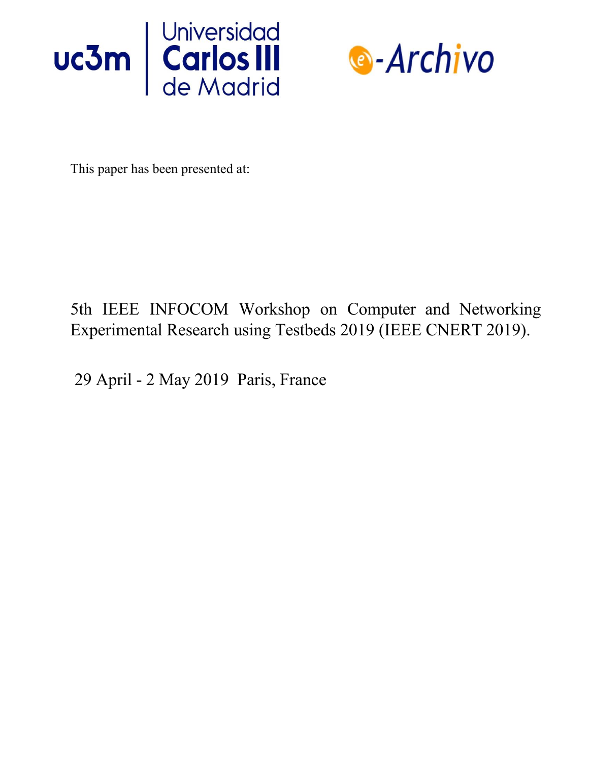This paper has been presented at:

5th IEEE INFOCOM Workshop on Computer and Networking Experimental Research using Testbeds 2019 (IEEE CNERT 2019).

29 April - 2 May 2019 Paris, France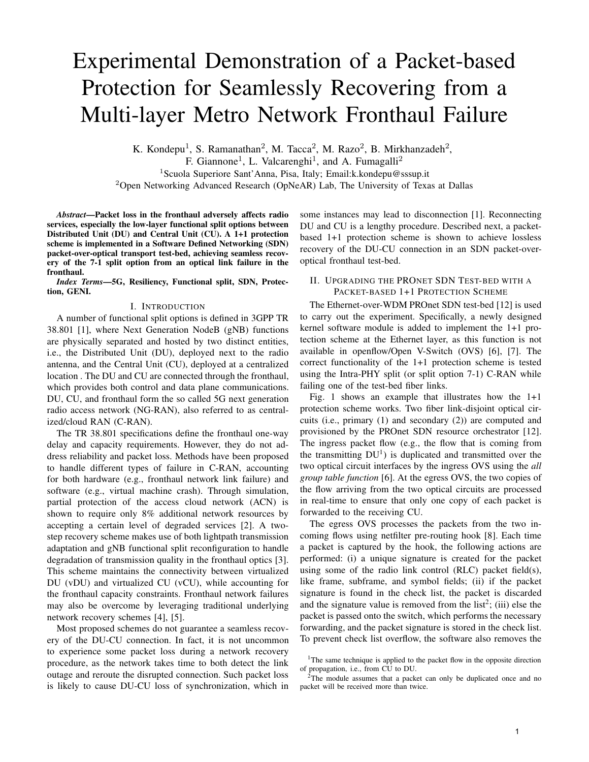# Experimental Demonstration of a Packet-based Protection for Seamlessly Recovering from a Multi-layer Metro Network Fronthaul Failure

K. Kondepu[1], S. Ramanathan[2], M. Tacca[2], M. Razo[2], B. Mirkhanzadeh[2], F. Giannone[1], L. Valcarenghi[1], and A. Fumagalli[2]

[1]Scuola Superiore Sant'Anna, Pisa, Italy; Email:k.kondepu@sssup.it

[2]Open Networking Advanced Research (OpNeAR) Lab, The University of Texas at Dallas

***Abstract*—Packet loss in the fronthaul adversely affects radio services, especially the low-layer functional split options between Distributed Unit (DU) and Central Unit (CU). A 1+1 protection scheme is implemented in a Software Defined Networking (SDN) packet-over-optical transport test-bed, achieving seamless recovery of the 7-1 split option from an optical link failure in the fronthaul.**

***Index Terms*—5G, Resiliency, Functional split, SDN, Protection, GENI.**

## I. Introduction

A number of functional split options is defined in 3GPP TR 38.801 [1], where Next Generation NodeB (gNB) functions are physically separated and hosted by two distinct entities, i.e., the Distributed Unit (DU), deployed next to the radio antenna, and the Central Unit (CU), deployed at a centralized location . The DU and CU are connected through the fronthaul, which provides both control and data plane communications. DU, CU, and fronthaul form the so called 5G next generation radio access network (NG-RAN), also referred to as centralized/cloud RAN (C-RAN).

The TR 38.801 specifications define the fronthaul one-way delay and capacity requirements. However, they do not address reliability and packet loss. Methods have been proposed to handle different types of failure in C-RAN, accounting for both hardware (e.g., fronthaul network link failure) and software (e.g., virtual machine crash). Through simulation, partial protection of the access cloud network (ACN) is shown to require only 8% additional network resources by accepting a certain level of degraded services [2]. A two-step recovery scheme makes use of both lightpath transmission adaptation and gNB functional split reconfiguration to handle degradation of transmission quality in the fronthaul optics [3]. This scheme maintains the connectivity between virtualized DU (vDU) and virtualized CU (vCU), while accounting for the fronthaul capacity constraints. Fronthaul network failures may also be overcome by leveraging traditional underlying network recovery schemes [4], [5].

Most proposed schemes do not guarantee a seamless recovery of the DU-CU connection. In fact, it is not uncommon to experience some packet loss during a network recovery procedure, as the network takes time to both detect the link outage and reroute the disrupted connection. Such packet loss is likely to cause DU-CU loss of synchronization, which in some instances may lead to disconnection [1]. Reconnecting DU and CU is a lengthy procedure. Described next, a packet-based 1+1 protection scheme is shown to achieve lossless recovery of the DU-CU connection in an SDN packet-over-optical fronthaul test-bed.

## II. Upgrading the PROnet SDN Test-bed with a Packet-based 1+1 Protection Scheme

The Ethernet-over-WDM PROnet SDN test-bed [12] is used to carry out the experiment. Specifically, a newly designed kernel software module is added to implement the 1+1 protection scheme at the Ethernet layer, as this function is not available in openflow/Open V-Switch (OVS) [6], [7]. The correct functionality of the 1+1 protection scheme is tested using the Intra-PHY split (or split option 7-1) C-RAN while failing one of the test-bed fiber links.

Fig. 1 shows an example that illustrates how the 1+1 protection scheme works. Two fiber link-disjoint optical circuits (i.e., primary (1) and secondary (2)) are computed and provisioned by the PROnet SDN resource orchestrator [12]. The ingress packet flow (e.g., the flow that is coming from the transmitting DU[1]) is duplicated and transmitted over the two optical circuit interfaces by the ingress OVS using the *all group table function* [6]. At the egress OVS, the two copies of the flow arriving from the two optical circuits are processed in real-time to ensure that only one copy of each packet is forwarded to the receiving CU.

The egress OVS processes the packets from the two incoming flows using netfilter pre-routing hook [8]. Each time a packet is captured by the hook, the following actions are performed: (i) a unique signature is created for the packet using some of the radio link control (RLC) packet field(s), like frame, subframe, and symbol fields; (ii) if the packet signature is found in the check list, the packet is discarded and the signature value is removed from the list[2]; (iii) else the packet is passed onto the switch, which performs the necessary forwarding, and the packet signature is stored in the check list. To prevent check list overflow, the software also removes the

[1]The same technique is applied to the packet flow in the opposite direction of propagation, i.e., from CU to DU.

[2]The module assumes that a packet can only be duplicated once and no packet will be received more than twice.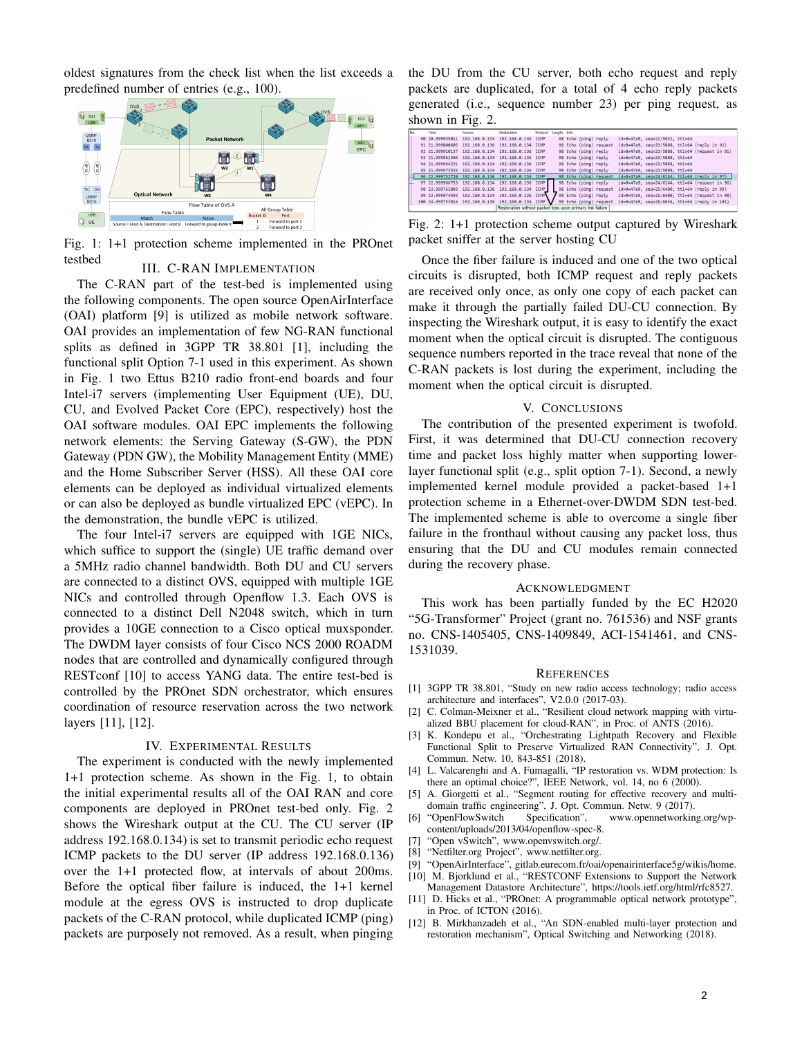oldest signatures from the check list when the list exceeds a predefined number of entries (e.g., 100).

Fig. 1: 1+1 protection scheme implemented in the PROnet testbed

## III. C-RAN Implementation

The C-RAN part of the test-bed is implemented using the following components. The open source OpenAirInterface (OAI) platform [9] is utilized as mobile network software. OAI provides an implementation of few NG-RAN functional splits as defined in 3GPP TR 38.801 [1], including the functional split Option 7-1 used in this experiment. As shown in Fig. 1 two Ettus B210 radio front-end boards and four Intel-i7 servers (implementing User Equipment (UE), DU, CU, and Evolved Packet Core (EPC), respectively) host the OAI software modules. OAI EPC implements the following network elements: the Serving Gateway (S-GW), the PDN Gateway (PDN GW), the Mobility Management Entity (MME) and the Home Subscriber Server (HSS). All these OAI core elements can be deployed as individual virtualized elements or can also be deployed as bundle virtualized EPC (vEPC). In the demonstration, the bundle vEPC is utilized.

The four Intel-i7 servers are equipped with 1GE NICs, which suffice to support the (single) UE traffic demand over a 5MHz radio channel bandwidth. Both DU and CU servers are connected to a distinct OVS, equipped with multiple 1GE NICs and controlled through Openflow 1.3. Each OVS is connected to a distinct Dell N2048 switch, which in turn provides a 10GE connection to a Cisco optical muxsponder. The DWDM layer consists of four Cisco NCS 2000 ROADM nodes that are controlled and dynamically configured through RESTconf [10] to access YANG data. The entire test-bed is controlled by the PROnet SDN orchestrator, which ensures coordination of resource reservation across the two network layers [11], [12].

## IV. Experimental Results

The experiment is conducted with the newly implemented 1+1 protection scheme. As shown in the Fig. 1, to obtain the initial experimental results all of the OAI RAN and core components are deployed in PROnet test-bed only. Fig. 2 shows the Wireshark output at the CU. The CU server (IP address 192.168.0.134) is set to transmit periodic echo request ICMP packets to the DU server (IP address 192.168.0.136) over the 1+1 protected flow, at intervals of about 200ms. Before the optical fiber failure is induced, the 1+1 kernel module at the egress OVS is instructed to drop duplicate packets of the C-RAN protocol, while duplicated ICMP (ping) packets are purposely not removed. As a result, when pinging the DU from the CU server, both echo request and reply packets are duplicated, for a total of 4 echo reply packets generated (i.e., sequence number 23) per ping request, as shown in Fig. 2.

Fig. 2: 1+1 protection scheme output captured by Wireshark packet sniffer at the server hosting CU

Once the fiber failure is induced and one of the two optical circuits is disrupted, both ICMP request and reply packets are received only once, as only one copy of each packet can make it through the partially failed DU-CU connection. By inspecting the Wireshark output, it is easy to identify the exact moment when the optical circuit is disrupted. The contiguous sequence numbers reported in the trace reveal that none of the C-RAN packets is lost during the experiment, including the moment when the optical circuit is disrupted.

## V. Conclusions

The contribution of the presented experiment is twofold. First, it was determined that DU-CU connection recovery time and packet loss highly matter when supporting lower-layer functional split (e.g., split option 7-1). Second, a newly implemented kernel module provided a packet-based 1+1 protection scheme in a Ethernet-over-DWDM SDN test-bed. The implemented scheme is able to overcome a single fiber failure in the fronthaul without causing any packet loss, thus ensuring that the DU and CU modules remain connected during the recovery phase.

## Acknowledgment

This work has been partially funded by the EC H2020 "5G-Transformer" Project (grant no. 761536) and NSF grants no. CNS-1405405, CNS-1409849, ACI-1541461, and CNS-1531039.

## References

[1] 3GPP TR 38.801, "Study on new radio access technology; radio access architecture and interfaces", V2.0.0 (2017-03).

[2] C. Colman-Meixner et al., "Resilient cloud network mapping with virtualized BBU placement for cloud-RAN", in Proc. of ANTS (2016).

[3] K. Kondepu et al., "Orchestrating Lightpath Recovery and Flexible Functional Split to Preserve Virtualized RAN Connectivity", J. Opt. Commun. Netw. 10, 843-851 (2018).

[4] L. Valcarenghi and A. Fumagalli, "IP restoration vs. WDM protection: Is there an optimal choice?", IEEE Network, vol. 14, no 6 (2000).

[5] A. Giorgetti et al., "Segment routing for effective recovery and multi-domain traffic engineering", J. Opt. Commun. Netw. 9 (2017).

[6] "OpenFlowSwitch Specification", www.opennetworking.org/wp-content/uploads/2013/04/openflow-spec-8.

[7] "Open vSwitch", www.openvswitch.org/.

[8] "Netfilter.org Project", www.netfilter.org.

[9] "OpenAirInterface", gitlab.eurecom.fr/oai/openairinterface5g/wikis/home.

[10] M. Bjorklund et al., "RESTCONF Extensions to Support the Network Management Datastore Architecture", https://tools.ietf.org/html/rfc8527.

[11] D. Hicks et al., "PROnet: A programmable optical network prototype", in Proc. of ICTON (2016).

[12] B. Mirkhanzadeh et al., "An SDN-enabled multi-layer protection and restoration mechanism", Optical Switching and Networking (2018).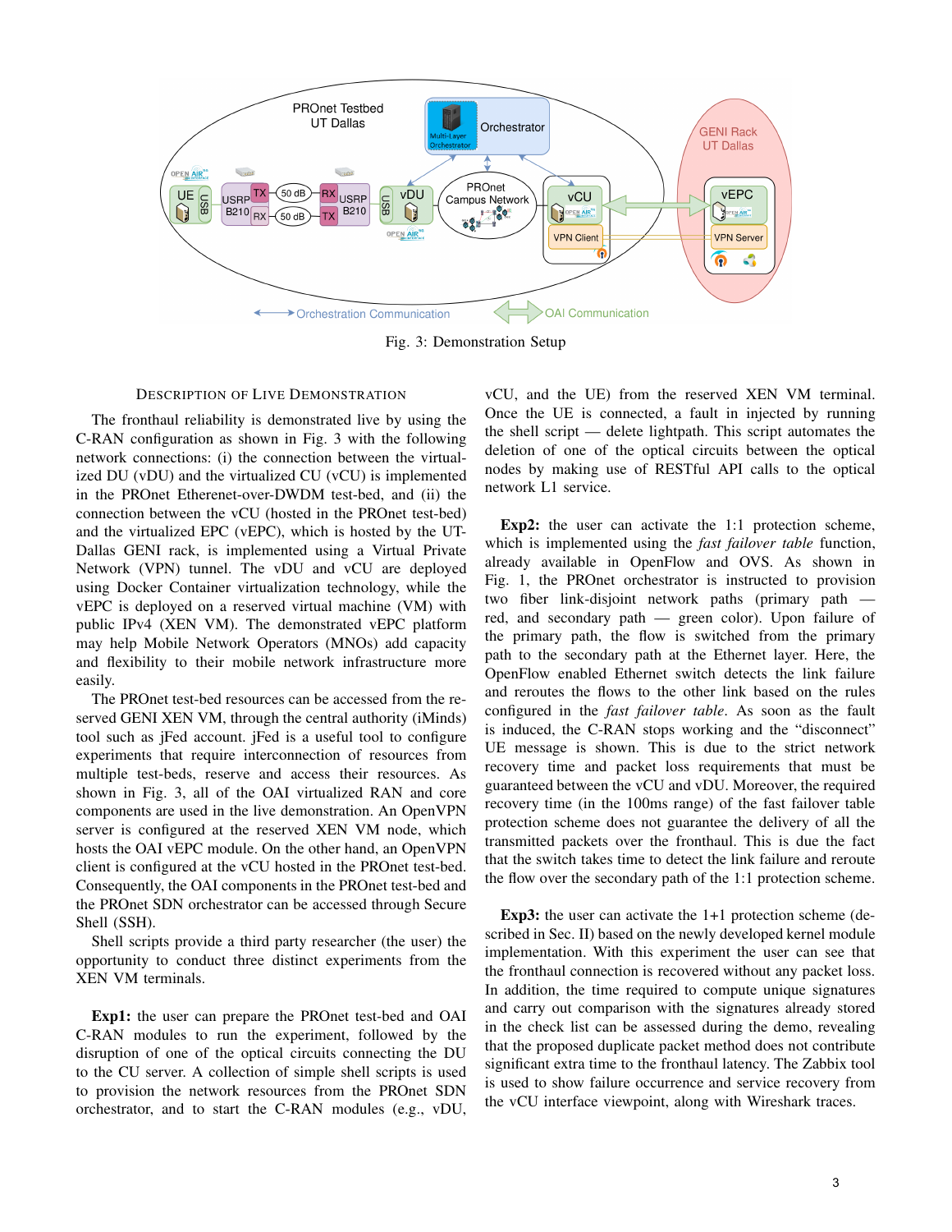PROnet Testbed
UT Dallas
Orchestrator
Multi-Layer Orchestrator
GENI Rack
UT Dallas
UE
USB
USRP B210
TX
RX
50 dB
50 dB
RX
TX
USRP B210
USB
vDU
PROnet Campus Network
vCU
VPN Client
vEPC
VPN Server
Orchestration Communication
OAI Communication

Fig. 3: Demonstration Setup

## Description of Live Demonstration

The fronthaul reliability is demonstrated live by using the C-RAN configuration as shown in Fig. 3 with the following network connections: (i) the connection between the virtualized DU (vDU) and the virtualized CU (vCU) is implemented in the PROnet Etherenet-over-DWDM test-bed, and (ii) the connection between the vCU (hosted in the PROnet test-bed) and the virtualized EPC (vEPC), which is hosted by the UT-Dallas GENI rack, is implemented using a Virtual Private Network (VPN) tunnel. The vDU and vCU are deployed using Docker Container virtualization technology, while the vEPC is deployed on a reserved virtual machine (VM) with public IPv4 (XEN VM). The demonstrated vEPC platform may help Mobile Network Operators (MNOs) add capacity and flexibility to their mobile network infrastructure more easily.

The PROnet test-bed resources can be accessed from the reserved GENI XEN VM, through the central authority (iMinds) tool such as jFed account. jFed is a useful tool to configure experiments that require interconnection of resources from multiple test-beds, reserve and access their resources. As shown in Fig. 3, all of the OAI virtualized RAN and core components are used in the live demonstration. An OpenVPN server is configured at the reserved XEN VM node, which hosts the OAI vEPC module. On the other hand, an OpenVPN client is configured at the vCU hosted in the PROnet test-bed. Consequently, the OAI components in the PROnet test-bed and the PROnet SDN orchestrator can be accessed through Secure Shell (SSH).

Shell scripts provide a third party researcher (the user) the opportunity to conduct three distinct experiments from the XEN VM terminals.

**Exp1:** the user can prepare the PROnet test-bed and OAI C-RAN modules to run the experiment, followed by the disruption of one of the optical circuits connecting the DU to the CU server. A collection of simple shell scripts is used to provision the network resources from the PROnet SDN orchestrator, and to start the C-RAN modules (e.g., vDU, vCU, and the UE) from the reserved XEN VM terminal. Once the UE is connected, a fault in injected by running the shell script — delete lightpath. This script automates the deletion of one of the optical circuits between the optical nodes by making use of RESTful API calls to the optical network L1 service.

**Exp2:** the user can activate the 1:1 protection scheme, which is implemented using the *fast failover table* function, already available in OpenFlow and OVS. As shown in Fig. 1, the PROnet orchestrator is instructed to provision two fiber link-disjoint network paths (primary path — red, and secondary path — green color). Upon failure of the primary path, the flow is switched from the primary path to the secondary path at the Ethernet layer. Here, the OpenFlow enabled Ethernet switch detects the link failure and reroutes the flows to the other link based on the rules configured in the *fast failover table*. As soon as the fault is induced, the C-RAN stops working and the "disconnect" UE message is shown. This is due to the strict network recovery time and packet loss requirements that must be guaranteed between the vCU and vDU. Moreover, the required recovery time (in the 100ms range) of the fast failover table protection scheme does not guarantee the delivery of all the transmitted packets over the fronthaul. This is due the fact that the switch takes time to detect the link failure and reroute the flow over the secondary path of the 1:1 protection scheme.

**Exp3:** the user can activate the 1+1 protection scheme (described in Sec. II) based on the newly developed kernel module implementation. With this experiment the user can see that the fronthaul connection is recovered without any packet loss. In addition, the time required to compute unique signatures and carry out comparison with the signatures already stored in the check list can be assessed during the demo, revealing that the proposed duplicate packet method does not contribute significant extra time to the fronthaul latency. The Zabbix tool is used to show failure occurrence and service recovery from the vCU interface viewpoint, along with Wireshark traces.